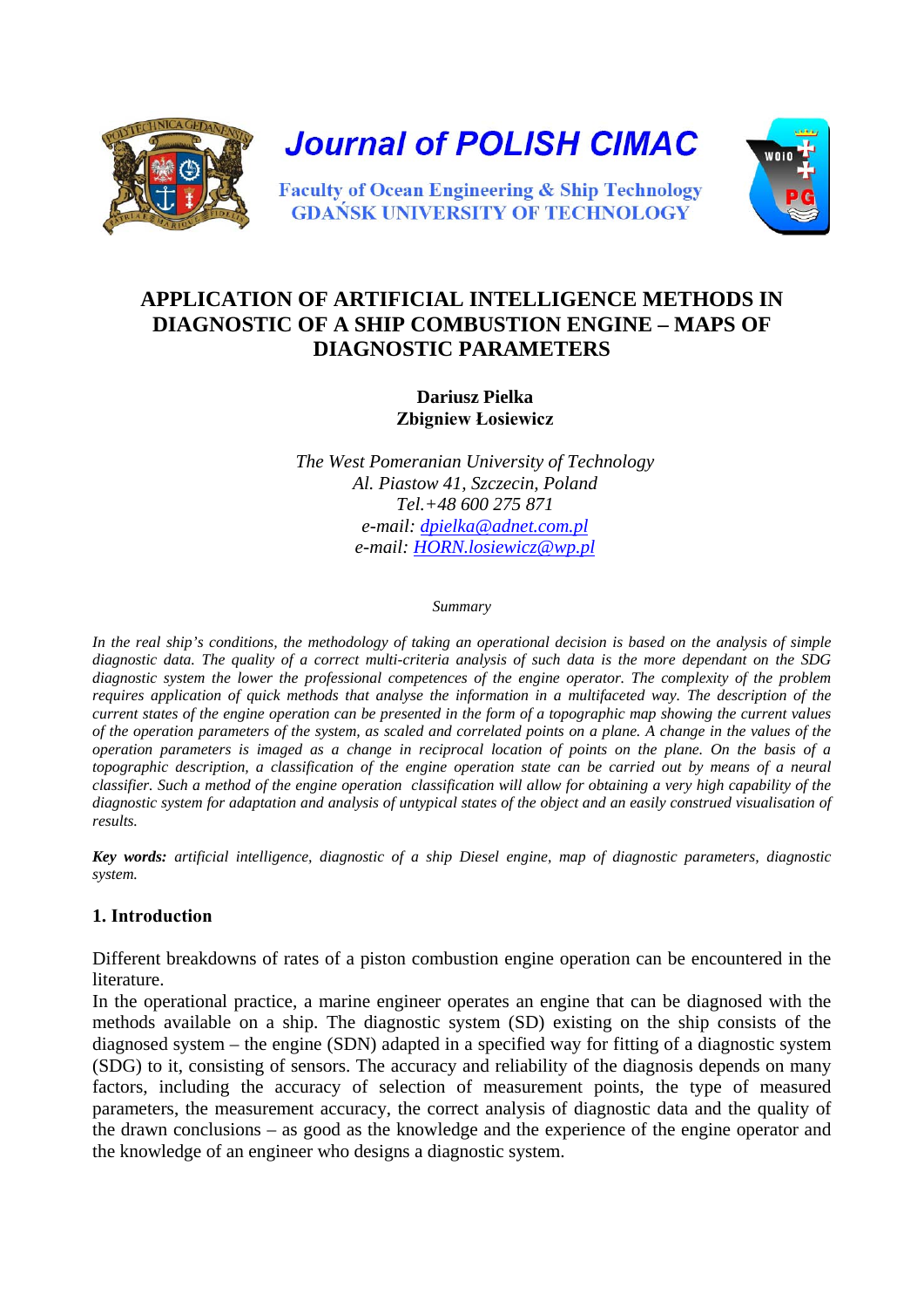Journal of POLISH CIMAC

Faculty of Ocean Engineering & Ship Technology
GDAŃSK UNIVERSITY OF TECHNOLOGY

# APPLICATION OF ARTIFICIAL INTELLIGENCE METHODS IN DIAGNOSTIC OF A SHIP COMBUSTION ENGINE – MAPS OF DIAGNOSTIC PARAMETERS

**Dariusz Pielka**
**Zbigniew Łosiewicz**

*The West Pomeranian University of Technology*
*Al. Piastow 41, Szczecin, Poland*
*Tel.+48 600 275 871*
*e-mail: dpielka@adnet.com.pl*
*e-mail: HORN.losiewicz@wp.pl*

*Summary*

*In the real ship's conditions, the methodology of taking an operational decision is based on the analysis of simple diagnostic data. The quality of a correct multi-criteria analysis of such data is the more dependant on the SDG diagnostic system the lower the professional competences of the engine operator. The complexity of the problem requires application of quick methods that analyse the information in a multifaceted way. The description of the current states of the engine operation can be presented in the form of a topographic map showing the current values of the operation parameters of the system, as scaled and correlated points on a plane. A change in the values of the operation parameters is imaged as a change in reciprocal location of points on the plane. On the basis of a topographic description, a classification of the engine operation state can be carried out by means of a neural classifier. Such a method of the engine operation classification will allow for obtaining a very high capability of the diagnostic system for adaptation and analysis of untypical states of the object and an easily construed visualisation of results.*

***Key words:*** *artificial intelligence, diagnostic of a ship Diesel engine, map of diagnostic parameters, diagnostic system.*

## 1. Introduction

Different breakdowns of rates of a piston combustion engine operation can be encountered in the literature.

In the operational practice, a marine engineer operates an engine that can be diagnosed with the methods available on a ship. The diagnostic system (SD) existing on the ship consists of the diagnosed system – the engine (SDN) adapted in a specified way for fitting of a diagnostic system (SDG) to it, consisting of sensors. The accuracy and reliability of the diagnosis depends on many factors, including the accuracy of selection of measurement points, the type of measured parameters, the measurement accuracy, the correct analysis of diagnostic data and the quality of the drawn conclusions – as good as the knowledge and the experience of the engine operator and the knowledge of an engineer who designs a diagnostic system.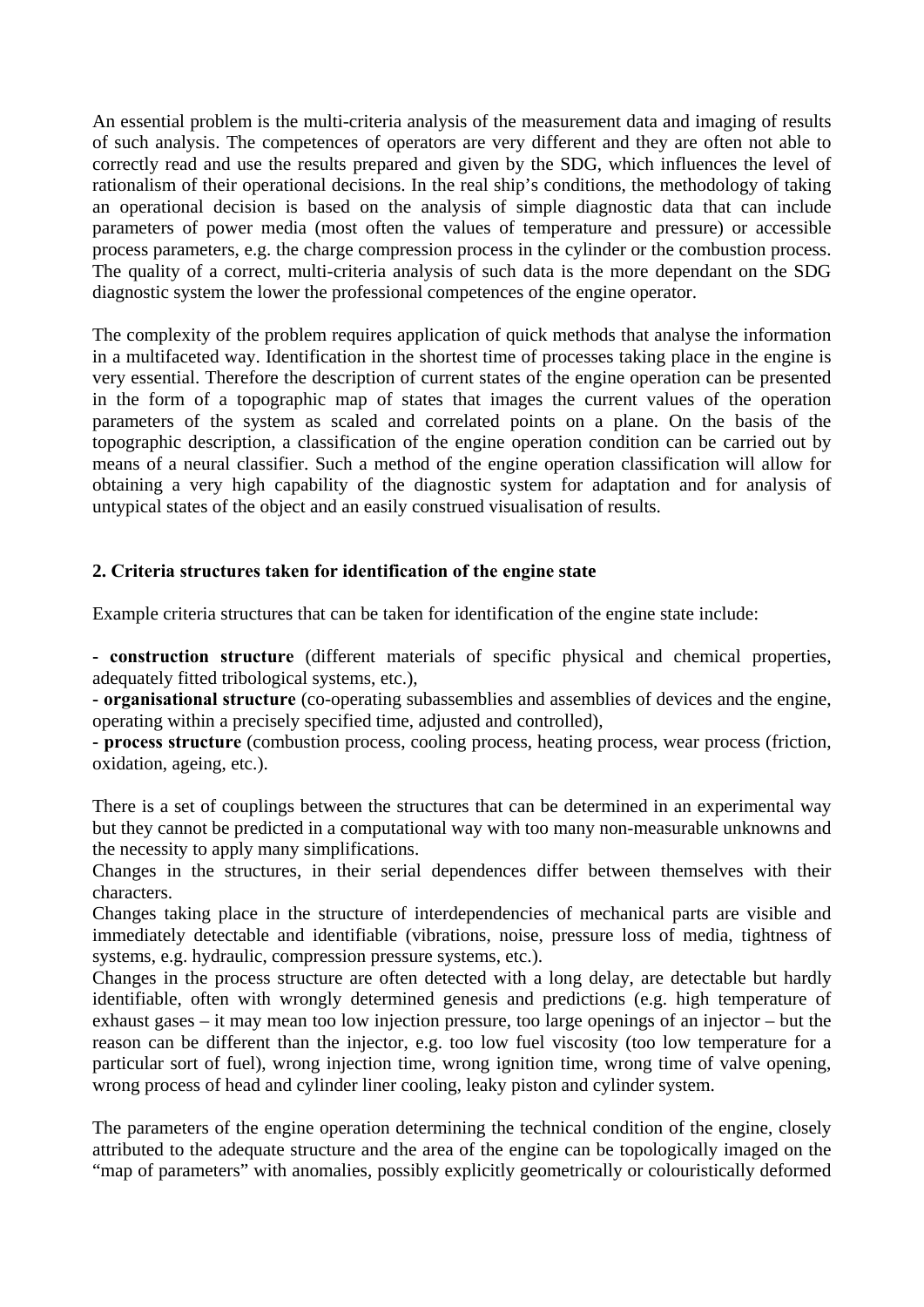An essential problem is the multi-criteria analysis of the measurement data and imaging of results of such analysis. The competences of operators are very different and they are often not able to correctly read and use the results prepared and given by the SDG, which influences the level of rationalism of their operational decisions. In the real ship's conditions, the methodology of taking an operational decision is based on the analysis of simple diagnostic data that can include parameters of power media (most often the values of temperature and pressure) or accessible process parameters, e.g. the charge compression process in the cylinder or the combustion process. The quality of a correct, multi-criteria analysis of such data is the more dependant on the SDG diagnostic system the lower the professional competences of the engine operator.

The complexity of the problem requires application of quick methods that analyse the information in a multifaceted way. Identification in the shortest time of processes taking place in the engine is very essential. Therefore the description of current states of the engine operation can be presented in the form of a topographic map of states that images the current values of the operation parameters of the system as scaled and correlated points on a plane. On the basis of the topographic description, a classification of the engine operation condition can be carried out by means of a neural classifier. Such a method of the engine operation classification will allow for obtaining a very high capability of the diagnostic system for adaptation and for analysis of untypical states of the object and an easily construed visualisation of results.

## 2. Criteria structures taken for identification of the engine state

Example criteria structures that can be taken for identification of the engine state include:

- **construction structure** (different materials of specific physical and chemical properties, adequately fitted tribological systems, etc.),
- **organisational structure** (co-operating subassemblies and assemblies of devices and the engine, operating within a precisely specified time, adjusted and controlled),
- **process structure** (combustion process, cooling process, heating process, wear process (friction, oxidation, ageing, etc.).

There is a set of couplings between the structures that can be determined in an experimental way but they cannot be predicted in a computational way with too many non-measurable unknowns and the necessity to apply many simplifications.
Changes in the structures, in their serial dependences differ between themselves with their characters.
Changes taking place in the structure of interdependencies of mechanical parts are visible and immediately detectable and identifiable (vibrations, noise, pressure loss of media, tightness of systems, e.g. hydraulic, compression pressure systems, etc.).
Changes in the process structure are often detected with a long delay, are detectable but hardly identifiable, often with wrongly determined genesis and predictions (e.g. high temperature of exhaust gases – it may mean too low injection pressure, too large openings of an injector – but the reason can be different than the injector, e.g. too low fuel viscosity (too low temperature for a particular sort of fuel), wrong injection time, wrong ignition time, wrong time of valve opening, wrong process of head and cylinder liner cooling, leaky piston and cylinder system.

The parameters of the engine operation determining the technical condition of the engine, closely attributed to the adequate structure and the area of the engine can be topologically imaged on the "map of parameters" with anomalies, possibly explicitly geometrically or colouristically deformed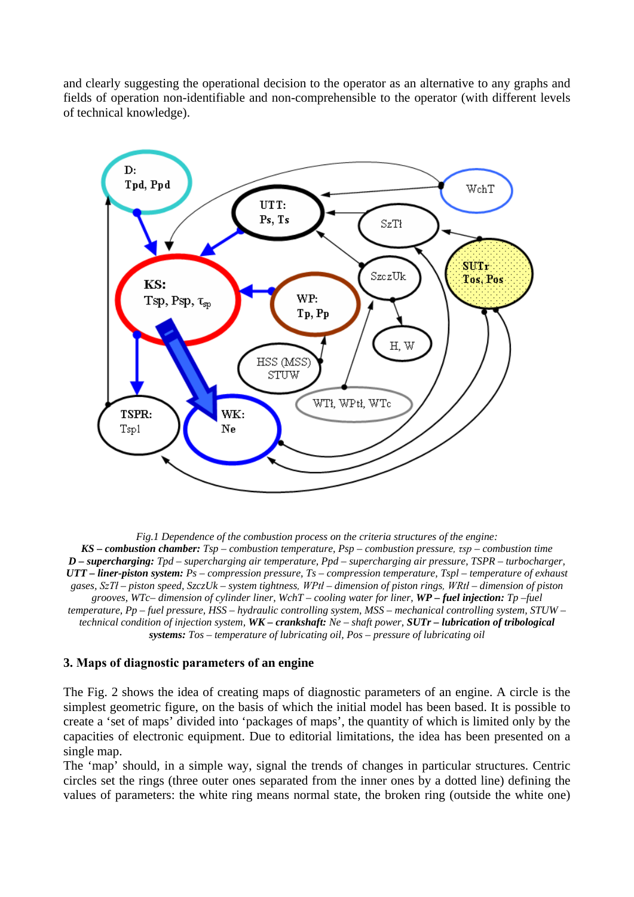and clearly suggesting the operational decision to the operator as an alternative to any graphs and fields of operation non-identifiable and non-comprehensible to the operator (with different levels of technical knowledge).

*Fig.1 Dependence of the combustion process on the criteria structures of the engine:* ***KS – combustion chamber:*** *Tsp – combustion temperature, Psp – combustion pressure, $\tau sp$ – combustion time* ***D – supercharging:*** *Tpd – supercharging air temperature, Ppd – supercharging air pressure, TSPR – turbocharger,* ***UTT – liner-piston system:*** *Ps – compression pressure, Ts – compression temperature, Tspl – temperature of exhaust gases, SzTł – piston speed, SzczUk – system tightness, WPtł – dimension of piston rings, WRtł – dimension of piston grooves, WTc– dimension of cylinder liner, WchT – cooling water for liner,* ***WP – fuel injection:*** *Tp –fuel temperature, Pp – fuel pressure, HSS – hydraulic controlling system, MSS – mechanical controlling system, STUW – technical condition of injection system,* ***WK – crankshaft:*** *Ne – shaft power,* ***SUTr – lubrication of tribological systems:*** *Tos – temperature of lubricating oil, Pos – pressure of lubricating oil*

## 3. Maps of diagnostic parameters of an engine

The Fig. 2 shows the idea of creating maps of diagnostic parameters of an engine. A circle is the simplest geometric figure, on the basis of which the initial model has been based. It is possible to create a 'set of maps' divided into 'packages of maps', the quantity of which is limited only by the capacities of electronic equipment. Due to editorial limitations, the idea has been presented on a single map.

The 'map' should, in a simple way, signal the trends of changes in particular structures. Centric circles set the rings (three outer ones separated from the inner ones by a dotted line) defining the values of parameters: the white ring means normal state, the broken ring (outside the white one)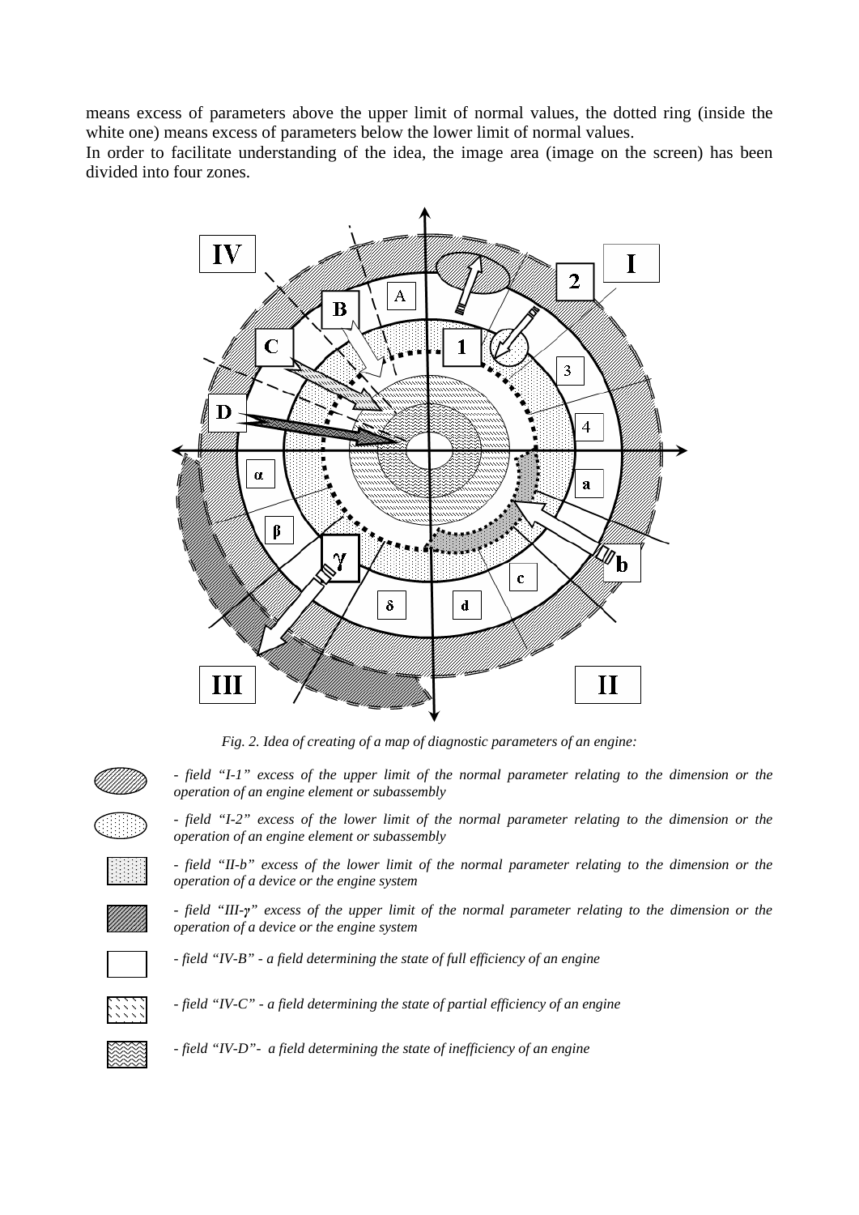means excess of parameters above the upper limit of normal values, the dotted ring (inside the white one) means excess of parameters below the lower limit of normal values.
In order to facilitate understanding of the idea, the image area (image on the screen) has been divided into four zones.

*Fig. 2. Idea of creating of a map of diagnostic parameters of an engine:*

*- field "I-1" excess of the upper limit of the normal parameter relating to the dimension or the operation of an engine element or subassembly*

*- field "I-2" excess of the lower limit of the normal parameter relating to the dimension or the operation of an engine element or subassembly*

*- field "II-b" excess of the lower limit of the normal parameter relating to the dimension or the operation of a device or the engine system*

*- field "III-γ" excess of the upper limit of the normal parameter relating to the dimension or the operation of a device or the engine system*

*- field "IV-B" - a field determining the state of full efficiency of an engine*

*- field "IV-C" - a field determining the state of partial efficiency of an engine*

*- field "IV-D"- a field determining the state of inefficiency of an engine*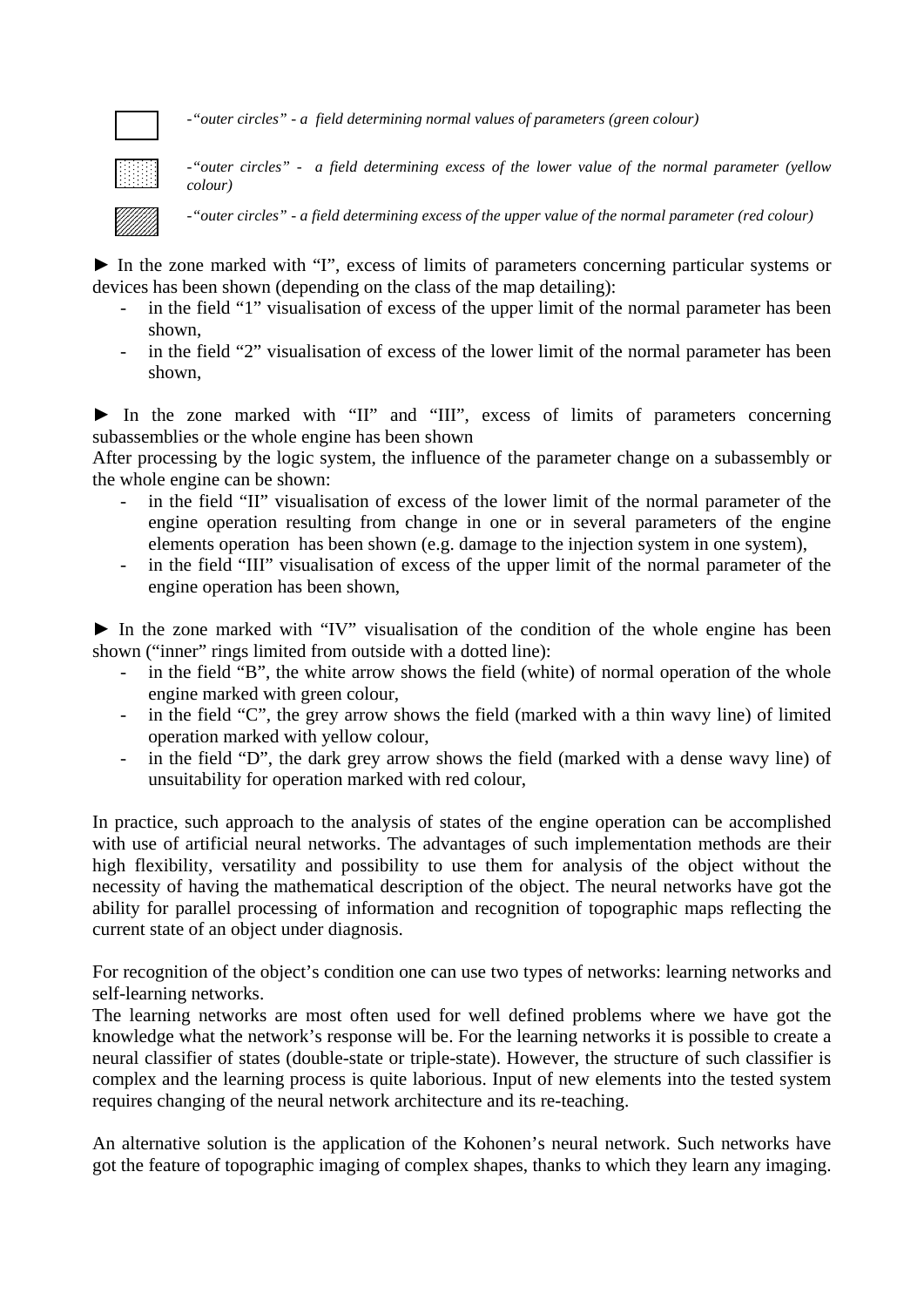*-"outer circles" - a field determining normal values of parameters (green colour)*

*-"outer circles" - a field determining excess of the lower value of the normal parameter (yellow colour)*

*-"outer circles" - a field determining excess of the upper value of the normal parameter (red colour)*

► In the zone marked with "I", excess of limits of parameters concerning particular systems or devices has been shown (depending on the class of the map detailing):

- in the field "1" visualisation of excess of the upper limit of the normal parameter has been shown,
- in the field "2" visualisation of excess of the lower limit of the normal parameter has been shown,

► In the zone marked with "II" and "III", excess of limits of parameters concerning subassemblies or the whole engine has been shown

After processing by the logic system, the influence of the parameter change on a subassembly or the whole engine can be shown:

- in the field "II" visualisation of excess of the lower limit of the normal parameter of the engine operation resulting from change in one or in several parameters of the engine elements operation has been shown (e.g. damage to the injection system in one system),
- in the field "III" visualisation of excess of the upper limit of the normal parameter of the engine operation has been shown,

► In the zone marked with "IV" visualisation of the condition of the whole engine has been shown ("inner" rings limited from outside with a dotted line):

- in the field "B", the white arrow shows the field (white) of normal operation of the whole engine marked with green colour,
- in the field "C", the grey arrow shows the field (marked with a thin wavy line) of limited operation marked with yellow colour,
- in the field "D", the dark grey arrow shows the field (marked with a dense wavy line) of unsuitability for operation marked with red colour,

In practice, such approach to the analysis of states of the engine operation can be accomplished with use of artificial neural networks. The advantages of such implementation methods are their high flexibility, versatility and possibility to use them for analysis of the object without the necessity of having the mathematical description of the object. The neural networks have got the ability for parallel processing of information and recognition of topographic maps reflecting the current state of an object under diagnosis.

For recognition of the object's condition one can use two types of networks: learning networks and self-learning networks.

The learning networks are most often used for well defined problems where we have got the knowledge what the network's response will be. For the learning networks it is possible to create a neural classifier of states (double-state or triple-state). However, the structure of such classifier is complex and the learning process is quite laborious. Input of new elements into the tested system requires changing of the neural network architecture and its re-teaching.

An alternative solution is the application of the Kohonen's neural network. Such networks have got the feature of topographic imaging of complex shapes, thanks to which they learn any imaging.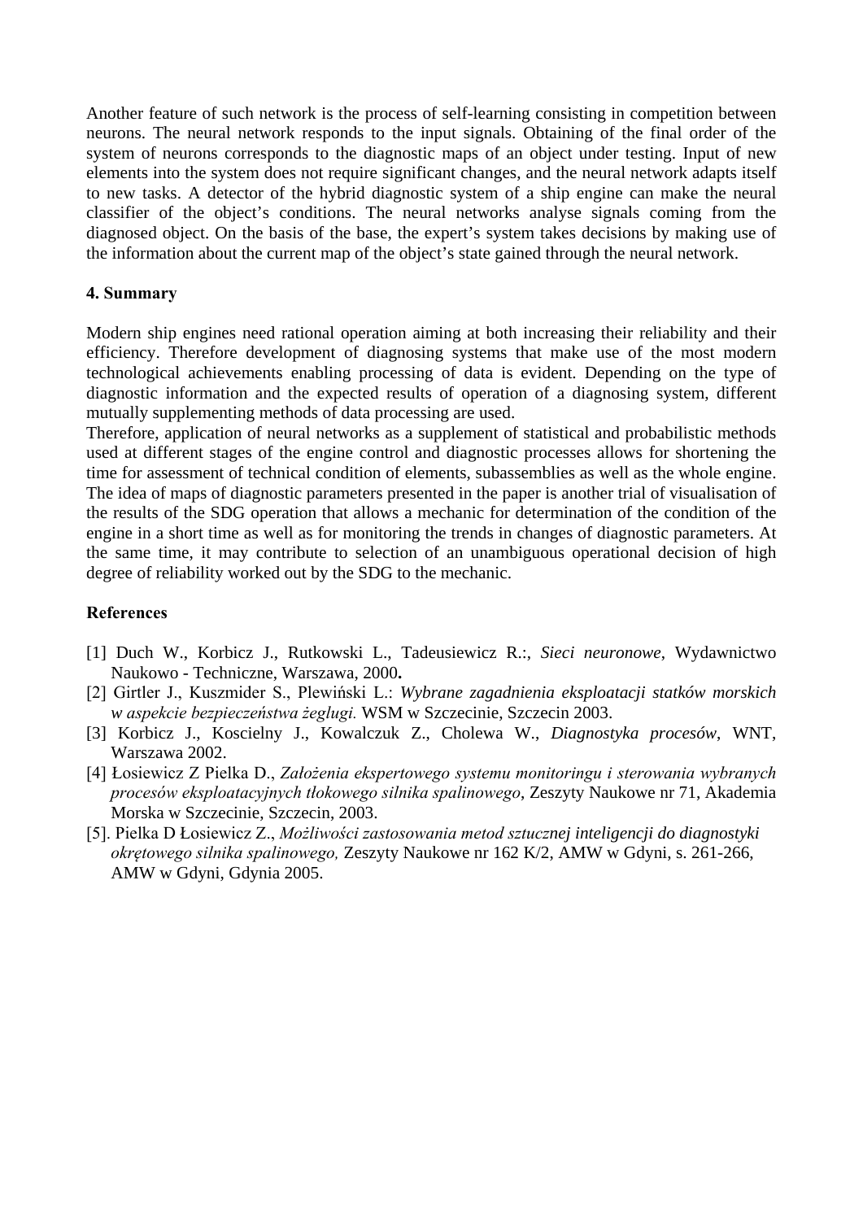Another feature of such network is the process of self-learning consisting in competition between neurons. The neural network responds to the input signals. Obtaining of the final order of the system of neurons corresponds to the diagnostic maps of an object under testing. Input of new elements into the system does not require significant changes, and the neural network adapts itself to new tasks. A detector of the hybrid diagnostic system of a ship engine can make the neural classifier of the object's conditions. The neural networks analyse signals coming from the diagnosed object. On the basis of the base, the expert's system takes decisions by making use of the information about the current map of the object's state gained through the neural network.

## 4. Summary

Modern ship engines need rational operation aiming at both increasing their reliability and their efficiency. Therefore development of diagnosing systems that make use of the most modern technological achievements enabling processing of data is evident. Depending on the type of diagnostic information and the expected results of operation of a diagnosing system, different mutually supplementing methods of data processing are used.

Therefore, application of neural networks as a supplement of statistical and probabilistic methods used at different stages of the engine control and diagnostic processes allows for shortening the time for assessment of technical condition of elements, subassemblies as well as the whole engine. The idea of maps of diagnostic parameters presented in the paper is another trial of visualisation of the results of the SDG operation that allows a mechanic for determination of the condition of the engine in a short time as well as for monitoring the trends in changes of diagnostic parameters. At the same time, it may contribute to selection of an unambiguous operational decision of high degree of reliability worked out by the SDG to the mechanic.

## References

[1] Duch W., Korbicz J., Rutkowski L., Tadeusiewicz R.:, *Sieci neuronowe*, Wydawnictwo Naukowo - Techniczne, Warszawa, 2000**.**

[2] Girtler J., Kuszmider S., Plewiński L.: *Wybrane zagadnienia eksploatacji statków morskich w aspekcie bezpieczeństwa żeglugi.* WSM w Szczecinie, Szczecin 2003.

[3] Korbicz J., Koscielny J., Kowalczuk Z., Cholewa W., *Diagnostyka procesów*, WNT, Warszawa 2002.

[4] Łosiewicz Z Pielka D., *Założenia ekspertowego systemu monitoringu i sterowania wybranych procesów eksploatacyjnych tłokowego silnika spalinowego*, Zeszyty Naukowe nr 71, Akademia Morska w Szczecinie, Szczecin, 2003.

[5]. Pielka D Łosiewicz Z., *Możliwości zastosowania metod sztucznej inteligencji do diagnostyki okrętowego silnika spalinowego,* Zeszyty Naukowe nr 162 K/2, AMW w Gdyni, s. 261-266, AMW w Gdyni, Gdynia 2005.